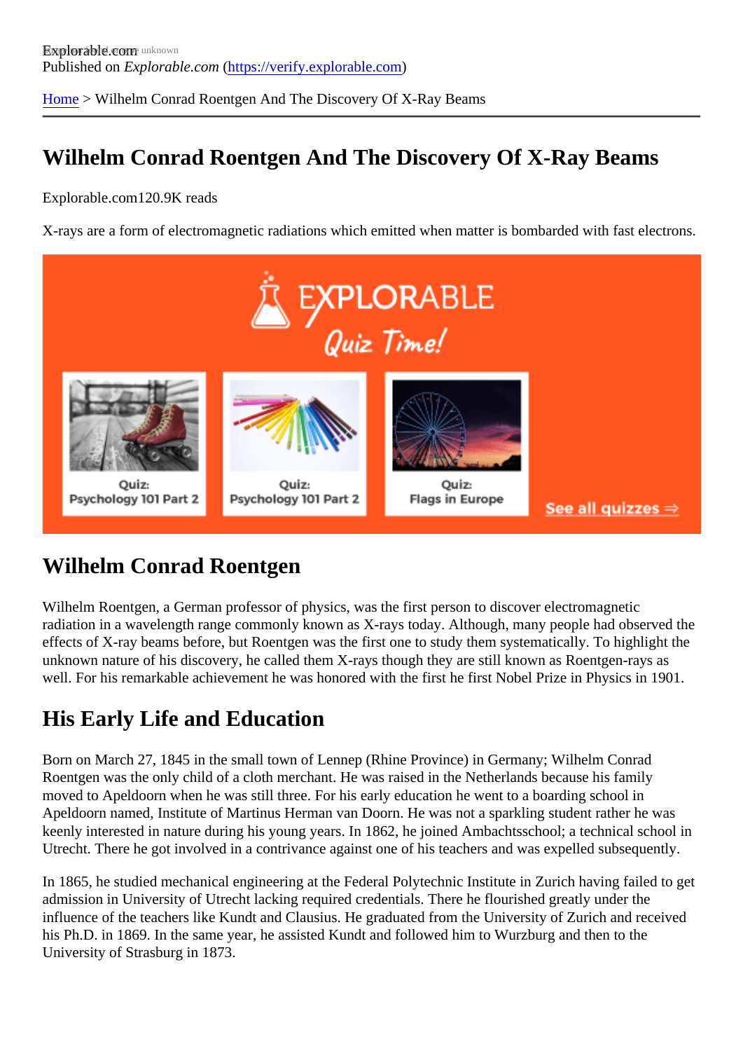Explorable.com
Published on *Explorable.com* (https://verify.explorable.com)

Home > Wilhelm Conrad Roentgen And The Discovery Of X-Ray Beams

# Wilhelm Conrad Roentgen And The Discovery Of X-Ray Beams

Explorable.com120.9K reads

X-rays are a form of electromagnetic radiations which emitted when matter is bombarded with fast electrons.

## Wilhelm Conrad Roentgen

Wilhelm Roentgen, a German professor of physics, was the first person to discover electromagnetic radiation in a wavelength range commonly known as X-rays today. Although, many people had observed the effects of X-ray beams before, but Roentgen was the first one to study them systematically. To highlight the unknown nature of his discovery, he called them X-rays though they are still known as Roentgen-rays as well. For his remarkable achievement he was honored with the first he first Nobel Prize in Physics in 1901.

## His Early Life and Education

Born on March 27, 1845 in the small town of Lennep (Rhine Province) in Germany; Wilhelm Conrad Roentgen was the only child of a cloth merchant. He was raised in the Netherlands because his family moved to Apeldoorn when he was still three. For his early education he went to a boarding school in Apeldoorn named, Institute of Martinus Herman van Doorn. He was not a sparkling student rather he was keenly interested in nature during his young years. In 1862, he joined Ambachtsschool; a technical school in Utrecht. There he got involved in a contrivance against one of his teachers and was expelled subsequently.

In 1865, he studied mechanical engineering at the Federal Polytechnic Institute in Zurich having failed to get admission in University of Utrecht lacking required credentials. There he flourished greatly under the influence of the teachers like Kundt and Clausius. He graduated from the University of Zurich and received his Ph.D. in 1869. In the same year, he assisted Kundt and followed him to Wurzburg and then to the University of Strasburg in 1873.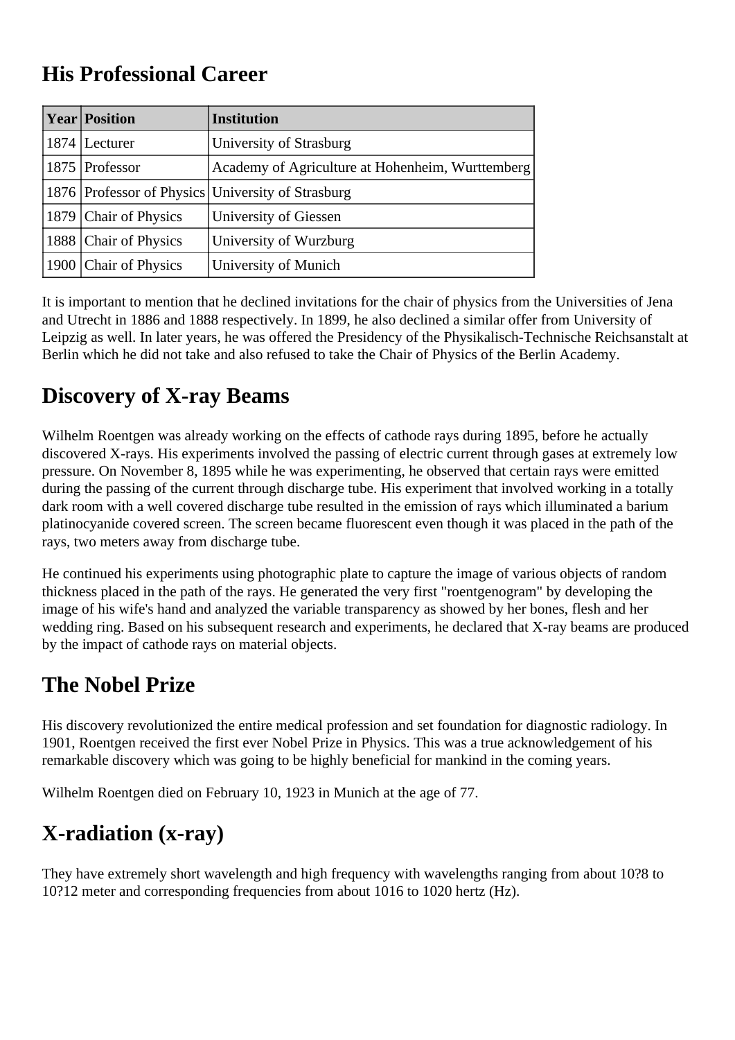## His Professional Career

| Year | Position | Institution |
|---|---|---|
| 1874 | Lecturer | University of Strasburg |
| 1875 | Professor | Academy of Agriculture at Hohenheim, Wurttemberg |
| 1876 | Professor of Physics | University of Strasburg |
| 1879 | Chair of Physics | University of Giessen |
| 1888 | Chair of Physics | University of Wurzburg |
| 1900 | Chair of Physics | University of Munich |

It is important to mention that he declined invitations for the chair of physics from the Universities of Jena and Utrecht in 1886 and 1888 respectively. In 1899, he also declined a similar offer from University of Leipzig as well. In later years, he was offered the Presidency of the Physikalisch-Technische Reichsanstalt at Berlin which he did not take and also refused to take the Chair of Physics of the Berlin Academy.

## Discovery of X-ray Beams

Wilhelm Roentgen was already working on the effects of cathode rays during 1895, before he actually discovered X-rays. His experiments involved the passing of electric current through gases at extremely low pressure. On November 8, 1895 while he was experimenting, he observed that certain rays were emitted during the passing of the current through discharge tube. His experiment that involved working in a totally dark room with a well covered discharge tube resulted in the emission of rays which illuminated a barium platinocyanide covered screen. The screen became fluorescent even though it was placed in the path of the rays, two meters away from discharge tube.

He continued his experiments using photographic plate to capture the image of various objects of random thickness placed in the path of the rays. He generated the very first "roentgenogram" by developing the image of his wife's hand and analyzed the variable transparency as showed by her bones, flesh and her wedding ring. Based on his subsequent research and experiments, he declared that X-ray beams are produced by the impact of cathode rays on material objects.

## The Nobel Prize

His discovery revolutionized the entire medical profession and set foundation for diagnostic radiology. In 1901, Roentgen received the first ever Nobel Prize in Physics. This was a true acknowledgement of his remarkable discovery which was going to be highly beneficial for mankind in the coming years.

Wilhelm Roentgen died on February 10, 1923 in Munich at the age of 77.

## X-radiation (x-ray)

They have extremely short wavelength and high frequency with wavelengths ranging from about 10?8 to 10?12 meter and corresponding frequencies from about 1016 to 1020 hertz (Hz).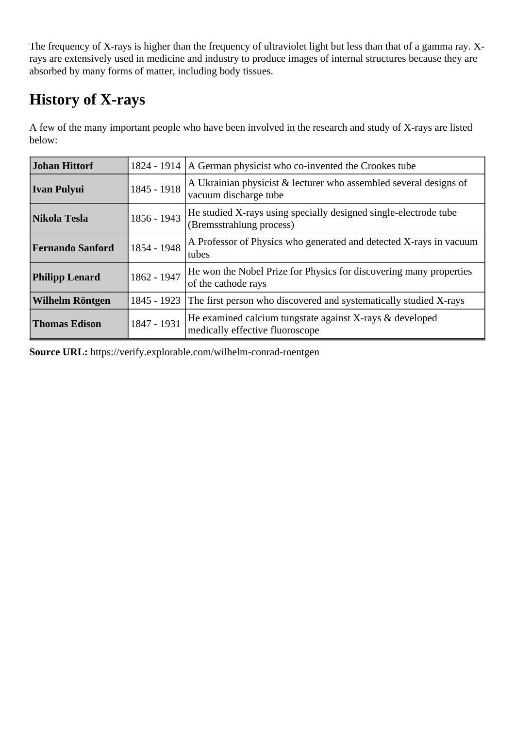The frequency of X-rays is higher than the frequency of ultraviolet light but less than that of a gamma ray. X-rays are extensively used in medicine and industry to produce images of internal structures because they are absorbed by many forms of matter, including body tissues.

## History of X-rays

A few of the many important people who have been involved in the research and study of X-rays are listed below:

| | | |
|---|---|---|
| **Johan Hittorf** | 1824 - 1914 | A German physicist who co-invented the Crookes tube |
| **Ivan Pulyui** | 1845 - 1918 | A Ukrainian physicist & lecturer who assembled several designs of vacuum discharge tube |
| **Nikola Tesla** | 1856 - 1943 | He studied X-rays using specially designed single-electrode tube (Bremsstrahlung process) |
| **Fernando Sanford** | 1854 - 1948 | A Professor of Physics who generated and detected X-rays in vacuum tubes |
| **Philipp Lenard** | 1862 - 1947 | He won the Nobel Prize for Physics for discovering many properties of the cathode rays |
| **Wilhelm Röntgen** | 1845 - 1923 | The first person who discovered and systematically studied X-rays |
| **Thomas Edison** | 1847 - 1931 | He examined calcium tungstate against X-rays & developed medically effective fluoroscope |

**Source URL:** https://verify.explorable.com/wilhelm-conrad-roentgen